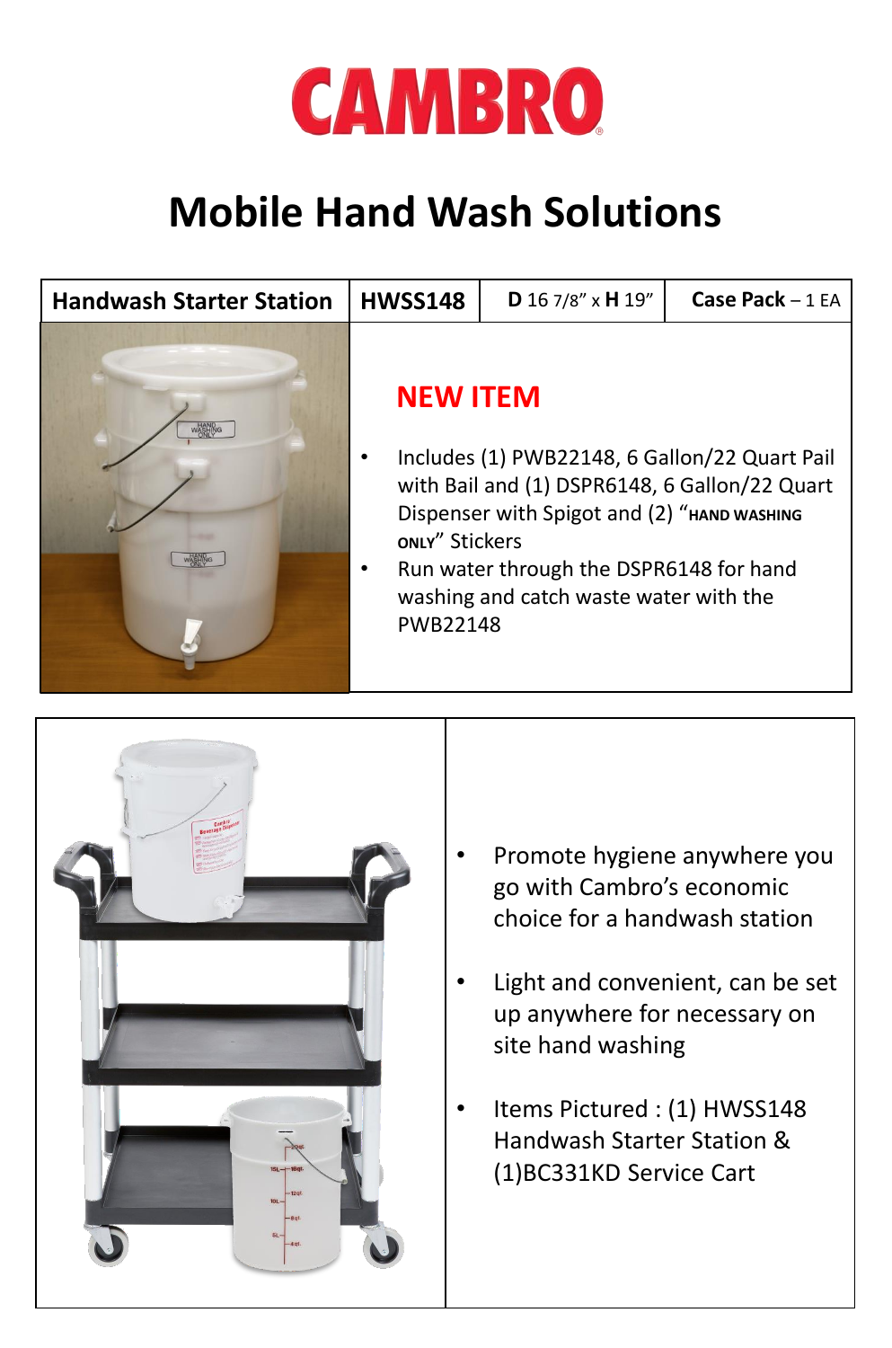# CAMBRO

# Mobile Hand Wash Solutions

| Handwash Starter Station | HWSS148 | **D** 16 7/8" x **H** 19" | **Case Pack** – 1 EA |
|---|---|---|---|

**NEW ITEM**

- Includes (1) PWB22148, 6 Gallon/22 Quart Pail with Bail and (1) DSPR6148, 6 Gallon/22 Quart Dispenser with Spigot and (2) "**HAND WASHING ONLY**" Stickers
- Run water through the DSPR6148 for hand washing and catch waste water with the PWB22148

- Promote hygiene anywhere you go with Cambro's economic choice for a handwash station
- Light and convenient, can be set up anywhere for necessary on site hand washing
- Items Pictured : (1) HWSS148 Handwash Starter Station & (1)BC331KD Service Cart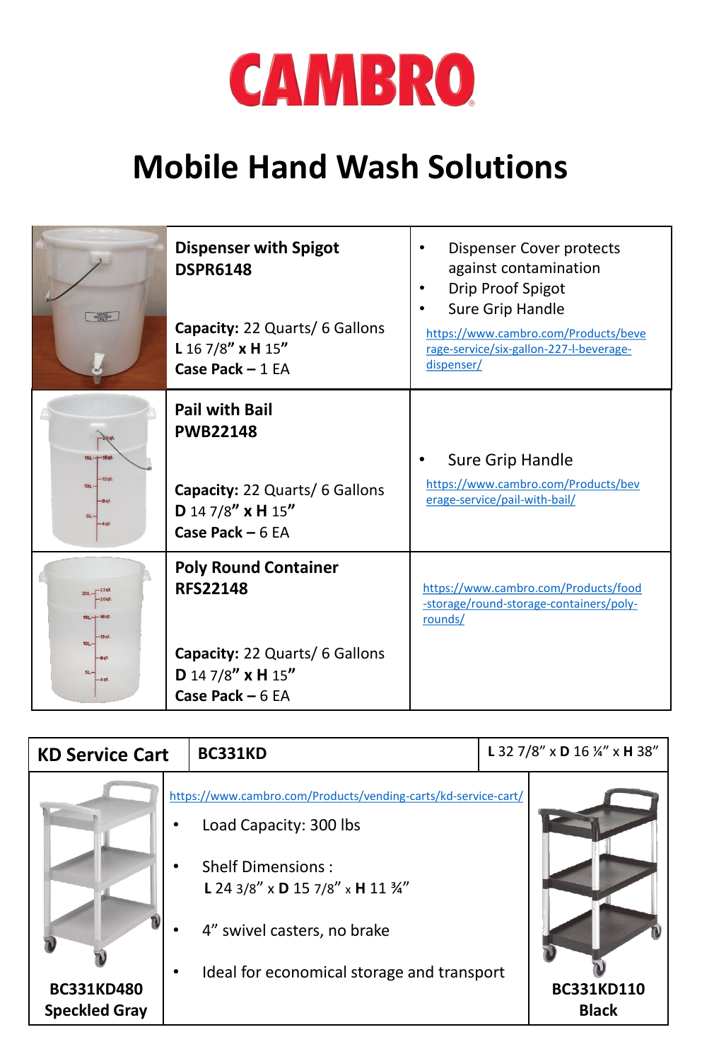# CAMBRO

# Mobile Hand Wash Solutions

| | | |
|---|---|---|
| | **Dispenser with Spigot**<br>**DSPR6148**<br><br>**Capacity:** 22 Quarts/ 6 Gallons<br>**L** 16 7/8**" x H** 15**"**<br>**Case Pack –** 1 EA | • Dispenser Cover protects against contamination<br>• Drip Proof Spigot<br>• Sure Grip Handle<br>https://www.cambro.com/Products/beverage-service/six-gallon-227-l-beverage-dispenser/ |
| | **Pail with Bail**<br>**PWB22148**<br><br>**Capacity:** 22 Quarts/ 6 Gallons<br>**D** 14 7/8**" x H** 15**"**<br>**Case Pack –** 6 EA | • Sure Grip Handle<br>https://www.cambro.com/Products/beverage-service/pail-with-bail/ |
| | **Poly Round Container**<br>**RFS22148**<br><br>**Capacity:** 22 Quarts/ 6 Gallons<br>**D** 14 7/8**" x H** 15**"**<br>**Case Pack –** 6 EA | https://www.cambro.com/Products/food-storage/round-storage-containers/poly-rounds/ |

| **KD Service Cart** | **BC331KD** | **L** 32 7/8" x **D** 16 ¼" x **H** 38" |
|---|---|---|
| **BC331KD480**<br>**Speckled Gray** | https://www.cambro.com/Products/vending-carts/kd-service-cart/<br>• Load Capacity: 300 lbs<br>• Shelf Dimensions :<br>**L** 24 3/8" x **D** 15 7/8" x **H** 11 ¾"<br>• 4" swivel casters, no brake<br>• Ideal for economical storage and transport | **BC331KD110**<br>**Black** |